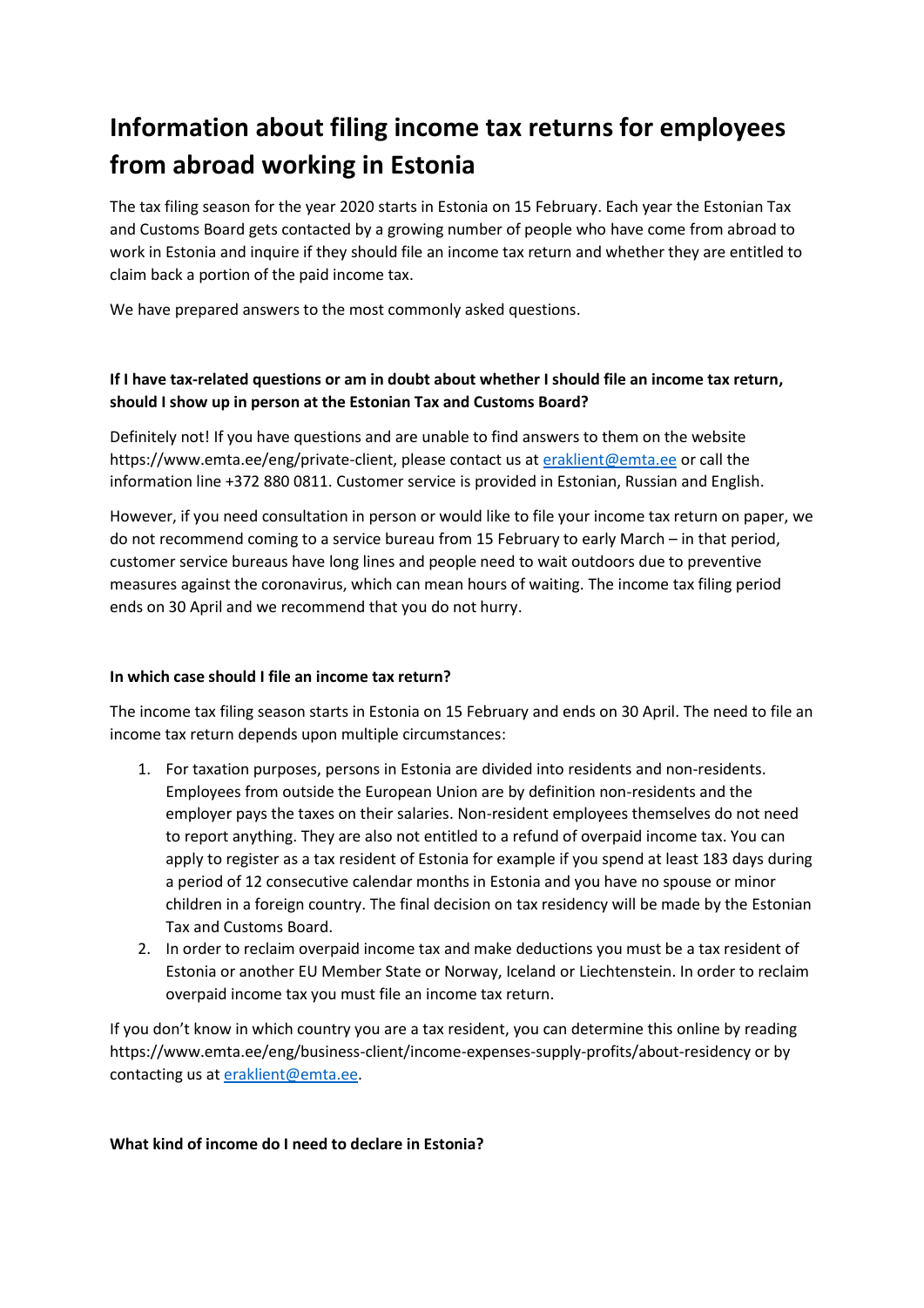# Information about filing income tax returns for employees from abroad working in Estonia

The tax filing season for the year 2020 starts in Estonia on 15 February. Each year the Estonian Tax and Customs Board gets contacted by a growing number of people who have come from abroad to work in Estonia and inquire if they should file an income tax return and whether they are entitled to claim back a portion of the paid income tax.

We have prepared answers to the most commonly asked questions.

**If I have tax-related questions or am in doubt about whether I should file an income tax return, should I show up in person at the Estonian Tax and Customs Board?**

Definitely not! If you have questions and are unable to find answers to them on the website https://www.emta.ee/eng/private-client, please contact us at eraklient@emta.ee or call the information line +372 880 0811. Customer service is provided in Estonian, Russian and English.

However, if you need consultation in person or would like to file your income tax return on paper, we do not recommend coming to a service bureau from 15 February to early March – in that period, customer service bureaus have long lines and people need to wait outdoors due to preventive measures against the coronavirus, which can mean hours of waiting. The income tax filing period ends on 30 April and we recommend that you do not hurry.

**In which case should I file an income tax return?**

The income tax filing season starts in Estonia on 15 February and ends on 30 April. The need to file an income tax return depends upon multiple circumstances:

1. For taxation purposes, persons in Estonia are divided into residents and non-residents. Employees from outside the European Union are by definition non-residents and the employer pays the taxes on their salaries. Non-resident employees themselves do not need to report anything. They are also not entitled to a refund of overpaid income tax. You can apply to register as a tax resident of Estonia for example if you spend at least 183 days during a period of 12 consecutive calendar months in Estonia and you have no spouse or minor children in a foreign country. The final decision on tax residency will be made by the Estonian Tax and Customs Board.
2. In order to reclaim overpaid income tax and make deductions you must be a tax resident of Estonia or another EU Member State or Norway, Iceland or Liechtenstein. In order to reclaim overpaid income tax you must file an income tax return.

If you don't know in which country you are a tax resident, you can determine this online by reading https://www.emta.ee/eng/business-client/income-expenses-supply-profits/about-residency or by contacting us at eraklient@emta.ee.

**What kind of income do I need to declare in Estonia?**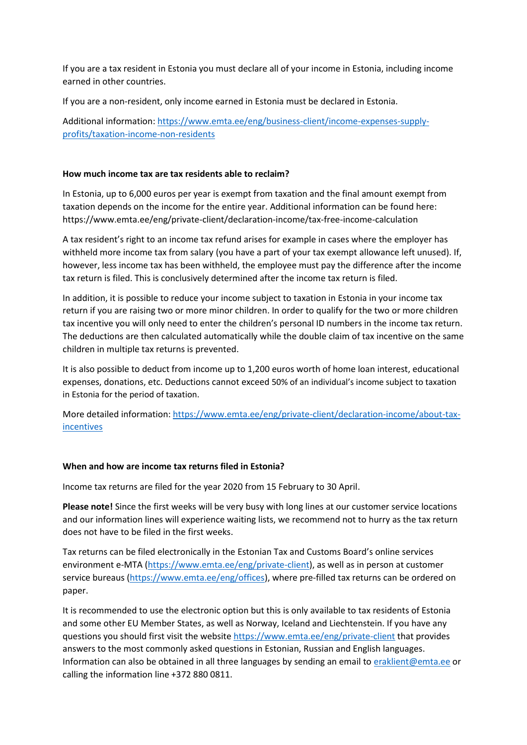If you are a tax resident in Estonia you must declare all of your income in Estonia, including income earned in other countries.

If you are a non-resident, only income earned in Estonia must be declared in Estonia.

Additional information: [https://www.emta.ee/eng/business-client/income-expenses-supply-profits/taxation-income-non-residents](https://www.emta.ee/eng/business-client/income-expenses-supply-profits/taxation-income-non-residents)

**How much income tax are tax residents able to reclaim?**

In Estonia, up to 6,000 euros per year is exempt from taxation and the final amount exempt from taxation depends on the income for the entire year. Additional information can be found here: https://www.emta.ee/eng/private-client/declaration-income/tax-free-income-calculation

A tax resident's right to an income tax refund arises for example in cases where the employer has withheld more income tax from salary (you have a part of your tax exempt allowance left unused). If, however, less income tax has been withheld, the employee must pay the difference after the income tax return is filed. This is conclusively determined after the income tax return is filed.

In addition, it is possible to reduce your income subject to taxation in Estonia in your income tax return if you are raising two or more minor children. In order to qualify for the two or more children tax incentive you will only need to enter the children's personal ID numbers in the income tax return. The deductions are then calculated automatically while the double claim of tax incentive on the same children in multiple tax returns is prevented.

It is also possible to deduct from income up to 1,200 euros worth of home loan interest, educational expenses, donations, etc. Deductions cannot exceed 50% of an individual's income subject to taxation in Estonia for the period of taxation.

More detailed information: [https://www.emta.ee/eng/private-client/declaration-income/about-tax-incentives](https://www.emta.ee/eng/private-client/declaration-income/about-tax-incentives)

**When and how are income tax returns filed in Estonia?**

Income tax returns are filed for the year 2020 from 15 February to 30 April.

**Please note!** Since the first weeks will be very busy with long lines at our customer service locations and our information lines will experience waiting lists, we recommend not to hurry as the tax return does not have to be filed in the first weeks.

Tax returns can be filed electronically in the Estonian Tax and Customs Board's online services environment e-MTA ([https://www.emta.ee/eng/private-client](https://www.emta.ee/eng/private-client)), as well as in person at customer service bureaus ([https://www.emta.ee/eng/offices](https://www.emta.ee/eng/offices)), where pre-filled tax returns can be ordered on paper.

It is recommended to use the electronic option but this is only available to tax residents of Estonia and some other EU Member States, as well as Norway, Iceland and Liechtenstein. If you have any questions you should first visit the website [https://www.emta.ee/eng/private-client](https://www.emta.ee/eng/private-client) that provides answers to the most commonly asked questions in Estonian, Russian and English languages. Information can also be obtained in all three languages by sending an email to [eraklient@emta.ee](mailto:eraklient@emta.ee) or calling the information line +372 880 0811.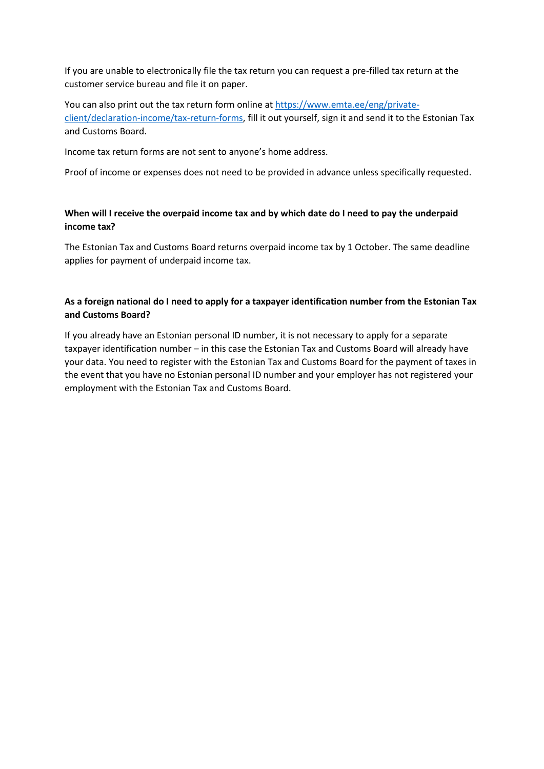If you are unable to electronically file the tax return you can request a pre-filled tax return at the customer service bureau and file it on paper.

You can also print out the tax return form online at [https://www.emta.ee/eng/private-client/declaration-income/tax-return-forms](https://www.emta.ee/eng/private-client/declaration-income/tax-return-forms), fill it out yourself, sign it and send it to the Estonian Tax and Customs Board.

Income tax return forms are not sent to anyone's home address.

Proof of income or expenses does not need to be provided in advance unless specifically requested.

**When will I receive the overpaid income tax and by which date do I need to pay the underpaid income tax?**

The Estonian Tax and Customs Board returns overpaid income tax by 1 October. The same deadline applies for payment of underpaid income tax.

**As a foreign national do I need to apply for a taxpayer identification number from the Estonian Tax and Customs Board?**

If you already have an Estonian personal ID number, it is not necessary to apply for a separate taxpayer identification number – in this case the Estonian Tax and Customs Board will already have your data. You need to register with the Estonian Tax and Customs Board for the payment of taxes in the event that you have no Estonian personal ID number and your employer has not registered your employment with the Estonian Tax and Customs Board.